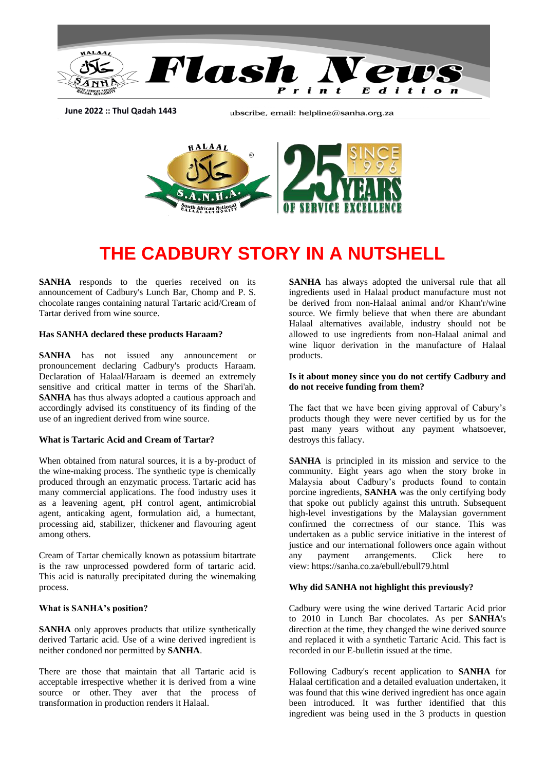Flash News

Print Edition

June 2022 :: Thul Qadah 1443

ubscribe, email: helpline@sanha.org.za

# THE CADBURY STORY IN A NUTSHELL

**SANHA** responds to the queries received on its announcement of Cadbury's Lunch Bar, Chomp and P. S. chocolate ranges containing natural Tartaric acid/Cream of Tartar derived from wine source.

### Has SANHA declared these products Haraam?

**SANHA** has not issued any announcement or pronouncement declaring Cadbury's products Haraam. Declaration of Halaal/Haraam is deemed an extremely sensitive and critical matter in terms of the Shari'ah. **SANHA** has thus always adopted a cautious approach and accordingly advised its constituency of its finding of the use of an ingredient derived from wine source.

### What is Tartaric Acid and Cream of Tartar?

When obtained from natural sources, it is a by-product of the wine-making process. The synthetic type is chemically produced through an enzymatic process. Tartaric acid has many commercial applications. The food industry uses it as a leavening agent, pH control agent, antimicrobial agent, anticaking agent, formulation aid, a humectant, processing aid, stabilizer, thickener and flavouring agent among others.

Cream of Tartar chemically known as potassium bitartrate is the raw unprocessed powdered form of tartaric acid. This acid is naturally precipitated during the winemaking process.

### What is SANHA's position?

**SANHA** only approves products that utilize synthetically derived Tartaric acid. Use of a wine derived ingredient is neither condoned nor permitted by **SANHA**.

There are those that maintain that all Tartaric acid is acceptable irrespective whether it is derived from a wine source or other. They aver that the process of transformation in production renders it Halaal.

**SANHA** has always adopted the universal rule that all ingredients used in Halaal product manufacture must not be derived from non-Halaal animal and/or Kham'r/wine source. We firmly believe that when there are abundant Halaal alternatives available, industry should not be allowed to use ingredients from non-Halaal animal and wine liquor derivation in the manufacture of Halaal products.

### Is it about money since you do not certify Cadbury and do not receive funding from them?

The fact that we have been giving approval of Cabury's products though they were never certified by us for the past many years without any payment whatsoever, destroys this fallacy.

**SANHA** is principled in its mission and service to the community. Eight years ago when the story broke in Malaysia about Cadbury's products found to contain porcine ingredients, **SANHA** was the only certifying body that spoke out publicly against this untruth. Subsequent high-level investigations by the Malaysian government confirmed the correctness of our stance. This was undertaken as a public service initiative in the interest of justice and our international followers once again without any payment arrangements. Click here to view: https://sanha.co.za/ebull/ebull79.html

### Why did SANHA not highlight this previously?

Cadbury were using the wine derived Tartaric Acid prior to 2010 in Lunch Bar chocolates. As per **SANHA**'s direction at the time, they changed the wine derived source and replaced it with a synthetic Tartaric Acid. This fact is recorded in our E-bulletin issued at the time.

Following Cadbury's recent application to **SANHA** for Halaal certification and a detailed evaluation undertaken, it was found that this wine derived ingredient has once again been introduced. It was further identified that this ingredient was being used in the 3 products in question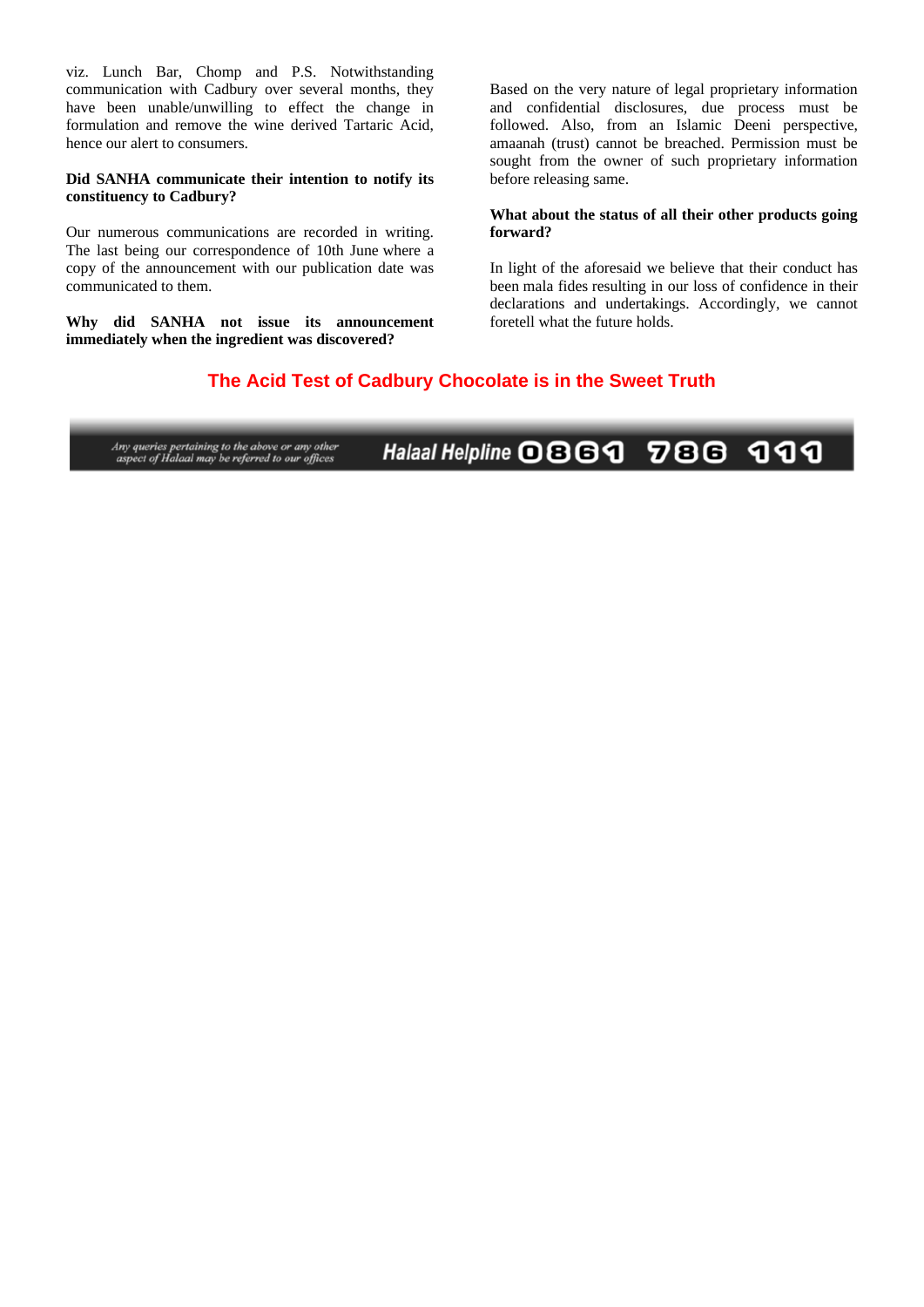viz. Lunch Bar, Chomp and P.S. Notwithstanding communication with Cadbury over several months, they have been unable/unwilling to effect the change in formulation and remove the wine derived Tartaric Acid, hence our alert to consumers.

**Did SANHA communicate their intention to notify its constituency to Cadbury?**

Our numerous communications are recorded in writing. The last being our correspondence of 10th June where a copy of the announcement with our publication date was communicated to them.

**Why did SANHA not issue its announcement immediately when the ingredient was discovered?**

Based on the very nature of legal proprietary information and confidential disclosures, due process must be followed. Also, from an Islamic Deeni perspective, amaanah (trust) cannot be breached. Permission must be sought from the owner of such proprietary information before releasing same.

**What about the status of all their other products going forward?**

In light of the aforesaid we believe that their conduct has been mala fides resulting in our loss of confidence in their declarations and undertakings. Accordingly, we cannot foretell what the future holds.

## The Acid Test of Cadbury Chocolate is in the Sweet Truth

*Any queries pertaining to the above or any other aspect of Halaal may be referred to our offices*

**Halaal Helpline 0861 786 111**